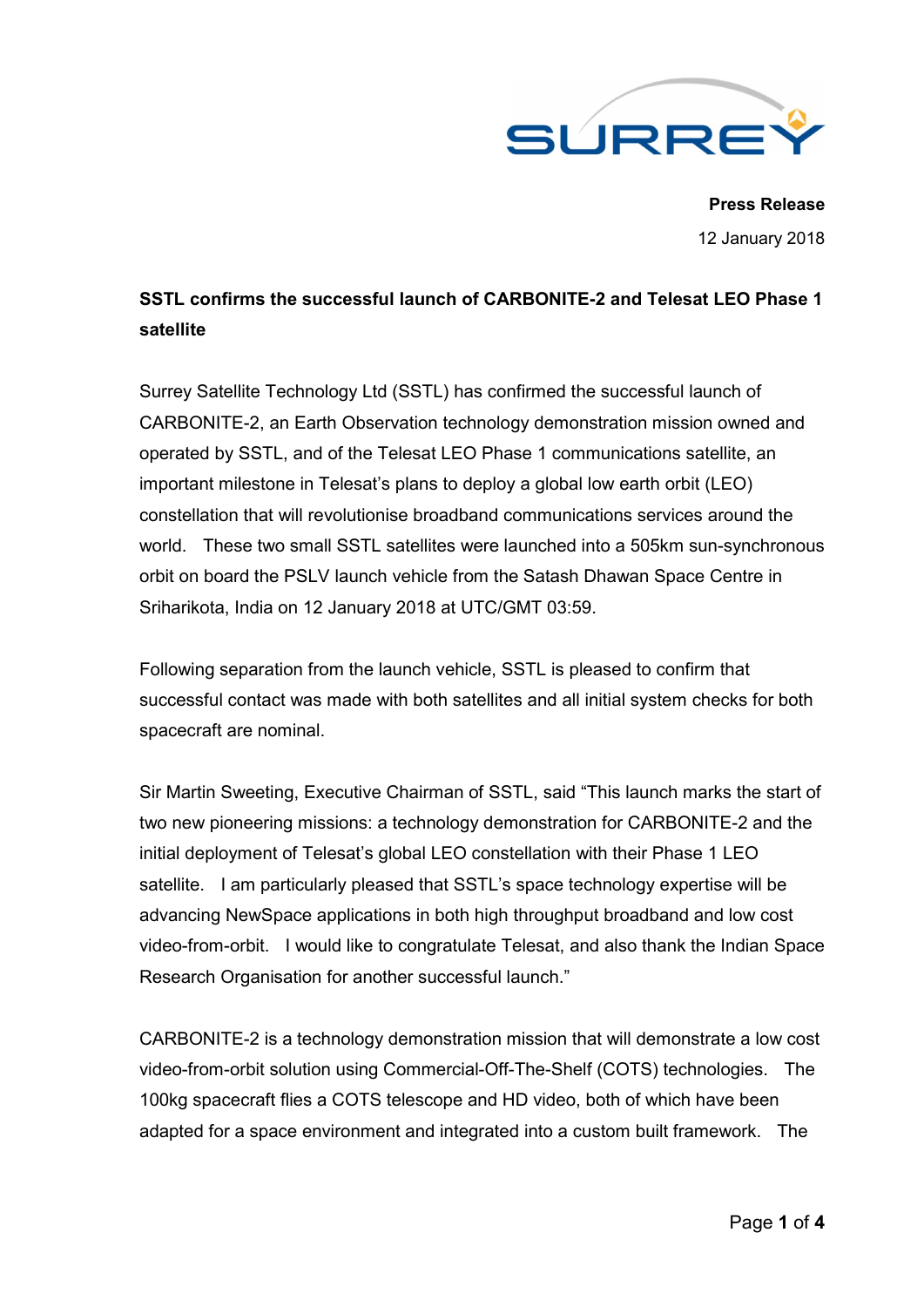**Press Release**

12 January 2018

**SSTL confirms the successful launch of CARBONITE-2 and Telesat LEO Phase 1 satellite**

Surrey Satellite Technology Ltd (SSTL) has confirmed the successful launch of CARBONITE-2, an Earth Observation technology demonstration mission owned and operated by SSTL, and of the Telesat LEO Phase 1 communications satellite, an important milestone in Telesat's plans to deploy a global low earth orbit (LEO) constellation that will revolutionise broadband communications services around the world. These two small SSTL satellites were launched into a 505km sun-synchronous orbit on board the PSLV launch vehicle from the Satash Dhawan Space Centre in Sriharikota, India on 12 January 2018 at UTC/GMT 03:59.

Following separation from the launch vehicle, SSTL is pleased to confirm that successful contact was made with both satellites and all initial system checks for both spacecraft are nominal.

Sir Martin Sweeting, Executive Chairman of SSTL, said "This launch marks the start of two new pioneering missions: a technology demonstration for CARBONITE-2 and the initial deployment of Telesat's global LEO constellation with their Phase 1 LEO satellite. I am particularly pleased that SSTL's space technology expertise will be advancing NewSpace applications in both high throughput broadband and low cost video-from-orbit. I would like to congratulate Telesat, and also thank the Indian Space Research Organisation for another successful launch."

CARBONITE-2 is a technology demonstration mission that will demonstrate a low cost video-from-orbit solution using Commercial-Off-The-Shelf (COTS) technologies. The 100kg spacecraft flies a COTS telescope and HD video, both of which have been adapted for a space environment and integrated into a custom built framework. The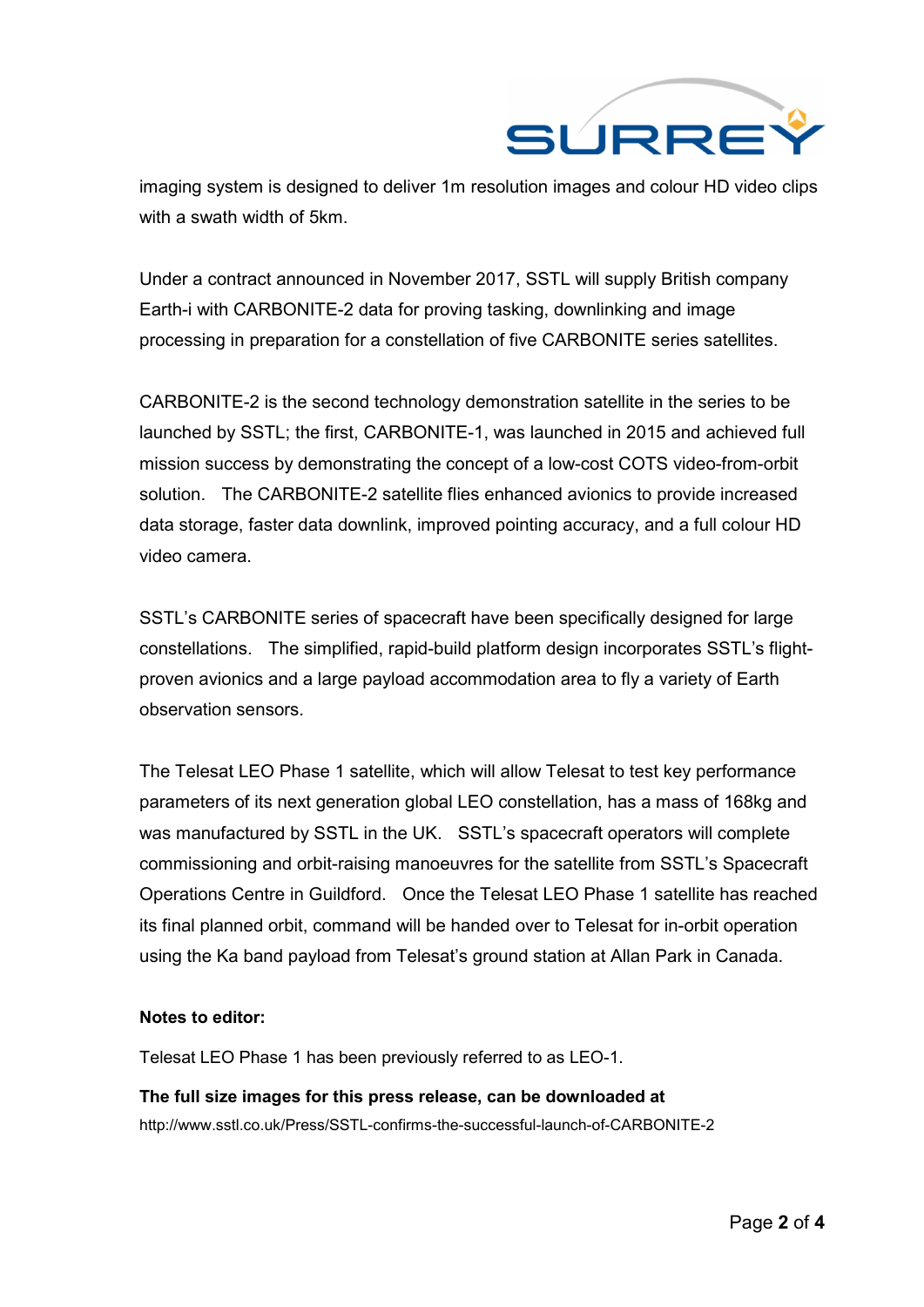imaging system is designed to deliver 1m resolution images and colour HD video clips with a swath width of 5km.

Under a contract announced in November 2017, SSTL will supply British company Earth-i with CARBONITE-2 data for proving tasking, downlinking and image processing in preparation for a constellation of five CARBONITE series satellites.

CARBONITE-2 is the second technology demonstration satellite in the series to be launched by SSTL; the first, CARBONITE-1, was launched in 2015 and achieved full mission success by demonstrating the concept of a low-cost COTS video-from-orbit solution. The CARBONITE-2 satellite flies enhanced avionics to provide increased data storage, faster data downlink, improved pointing accuracy, and a full colour HD video camera.

SSTL's CARBONITE series of spacecraft have been specifically designed for large constellations. The simplified, rapid-build platform design incorporates SSTL's flight-proven avionics and a large payload accommodation area to fly a variety of Earth observation sensors.

The Telesat LEO Phase 1 satellite, which will allow Telesat to test key performance parameters of its next generation global LEO constellation, has a mass of 168kg and was manufactured by SSTL in the UK. SSTL's spacecraft operators will complete commissioning and orbit-raising manoeuvres for the satellite from SSTL's Spacecraft Operations Centre in Guildford. Once the Telesat LEO Phase 1 satellite has reached its final planned orbit, command will be handed over to Telesat for in-orbit operation using the Ka band payload from Telesat's ground station at Allan Park in Canada.

**Notes to editor:**

Telesat LEO Phase 1 has been previously referred to as LEO-1.

**The full size images for this press release, can be downloaded at**
http://www.sstl.co.uk/Press/SSTL-confirms-the-successful-launch-of-CARBONITE-2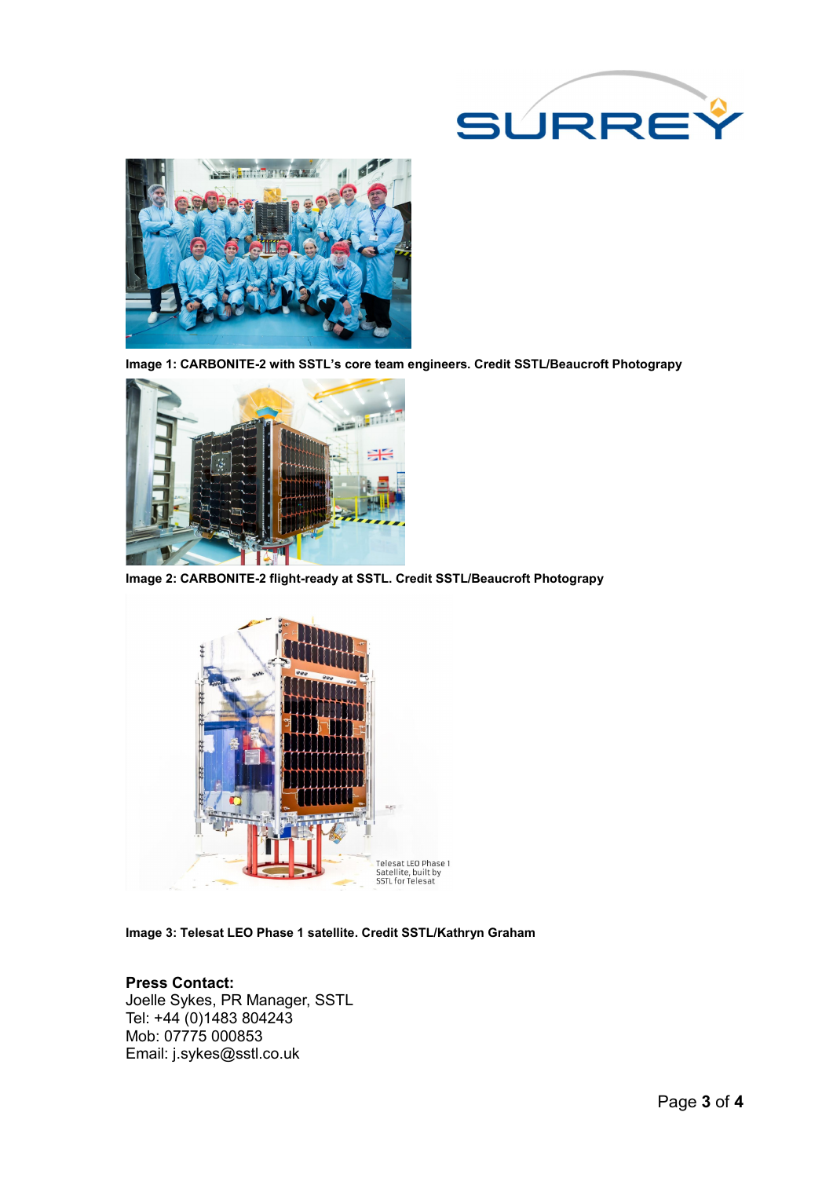**Image 1: CARBONITE-2 with SSTL's core team engineers. Credit SSTL/Beaucroft Photograpy**

**Image 2: CARBONITE-2 flight-ready at SSTL. Credit SSTL/Beaucroft Photograpy**

**Image 3: Telesat LEO Phase 1 satellite. Credit SSTL/Kathryn Graham**

**Press Contact:**
Joelle Sykes, PR Manager, SSTL
Tel: +44 (0)1483 804243
Mob: 07775 000853
Email: j.sykes@sstl.co.uk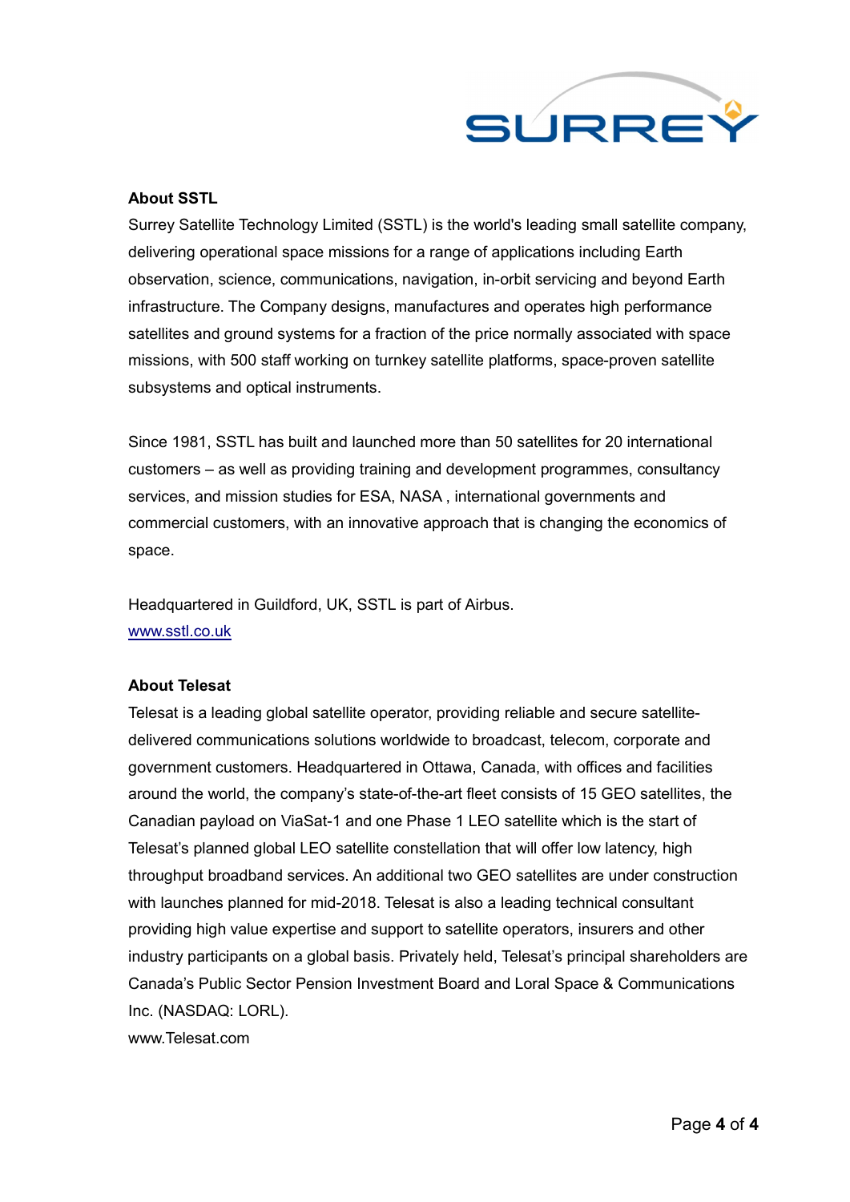**About SSTL**

Surrey Satellite Technology Limited (SSTL) is the world's leading small satellite company, delivering operational space missions for a range of applications including Earth observation, science, communications, navigation, in-orbit servicing and beyond Earth infrastructure. The Company designs, manufactures and operates high performance satellites and ground systems for a fraction of the price normally associated with space missions, with 500 staff working on turnkey satellite platforms, space-proven satellite subsystems and optical instruments.

Since 1981, SSTL has built and launched more than 50 satellites for 20 international customers – as well as providing training and development programmes, consultancy services, and mission studies for ESA, NASA , international governments and commercial customers, with an innovative approach that is changing the economics of space.

Headquartered in Guildford, UK, SSTL is part of Airbus.
www.sstl.co.uk

**About Telesat**

Telesat is a leading global satellite operator, providing reliable and secure satellite-delivered communications solutions worldwide to broadcast, telecom, corporate and government customers. Headquartered in Ottawa, Canada, with offices and facilities around the world, the company's state-of-the-art fleet consists of 15 GEO satellites, the Canadian payload on ViaSat-1 and one Phase 1 LEO satellite which is the start of Telesat's planned global LEO satellite constellation that will offer low latency, high throughput broadband services. An additional two GEO satellites are under construction with launches planned for mid-2018. Telesat is also a leading technical consultant providing high value expertise and support to satellite operators, insurers and other industry participants on a global basis. Privately held, Telesat's principal shareholders are Canada's Public Sector Pension Investment Board and Loral Space & Communications Inc. (NASDAQ: LORL).
www.Telesat.com